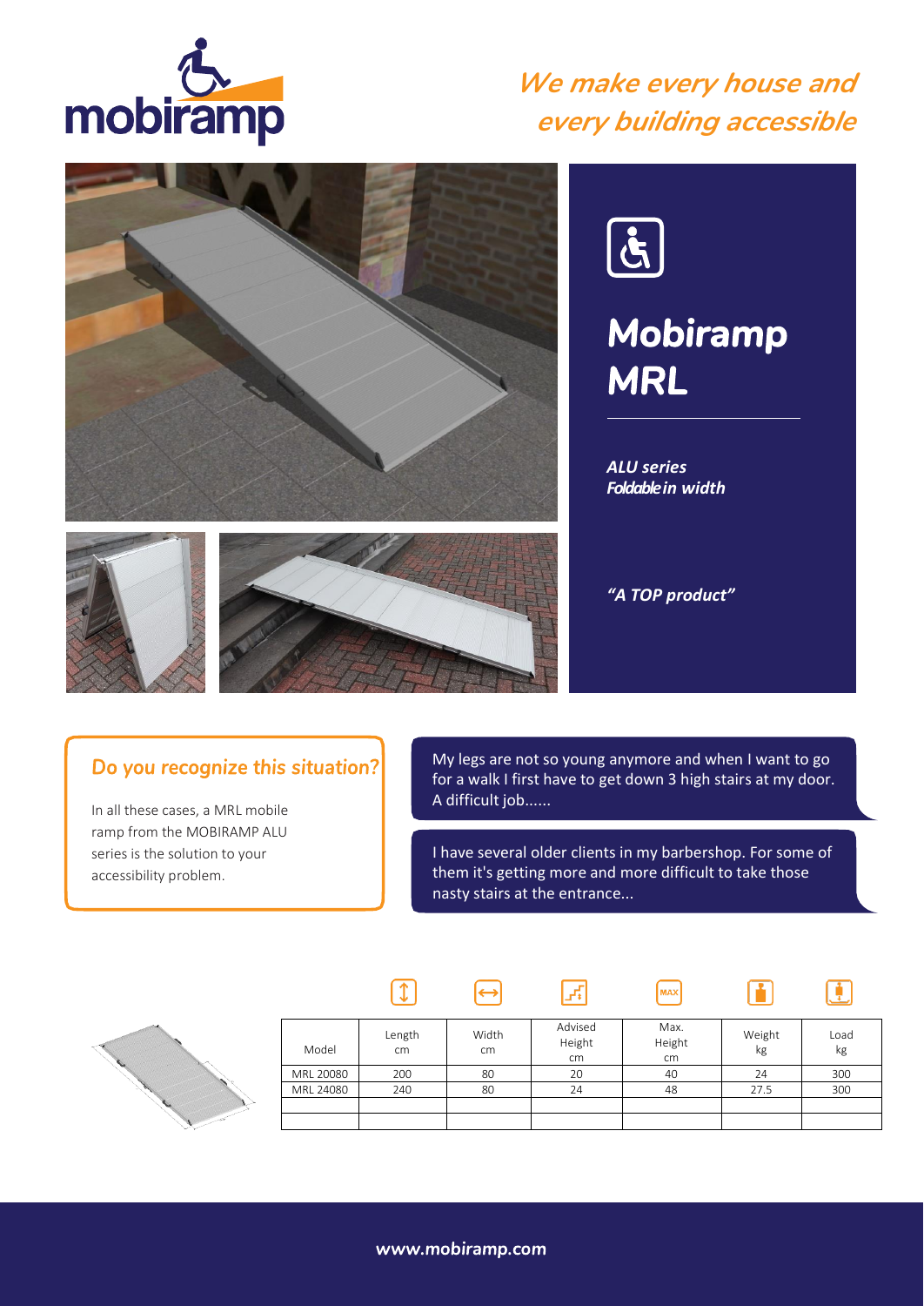mobiramp

*We make every house and every building accessible*

# Mobiramp MRL

***ALU series***
***Foldable in width***

*"A TOP product"*

## Do you recognize this situation?

In all these cases, a MRL mobile ramp from the MOBIRAMP ALU series is the solution to your accessibility problem.

My legs are not so young anymore and when I want to go for a walk I first have to get down 3 high stairs at my door. A difficult job......

I have several older clients in my barbershop. For some of them it's getting more and more difficult to take those nasty stairs at the entrance...

| Model | Length cm | Width cm | Advised Height cm | Max. Height cm | Weight kg | Load kg |
|---|---|---|---|---|---|---|
| MRL 20080 | 200 | 80 | 20 | 40 | 24 | 300 |
| MRL 24080 | 240 | 80 | 24 | 48 | 27.5 | 300 |
| | | | | | | |
| | | | | | | |

www.mobiramp.com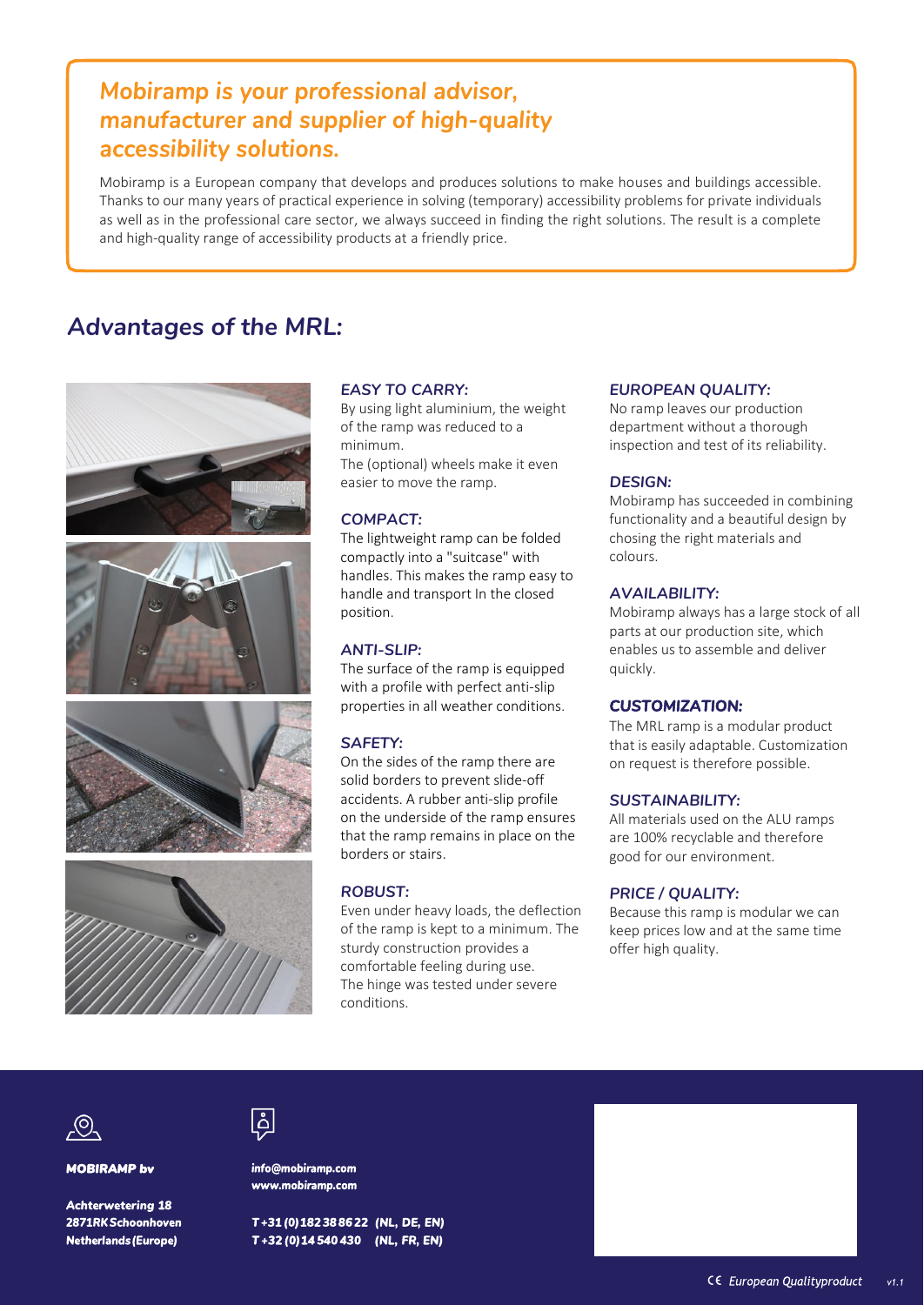## Mobiramp is your professional advisor, manufacturer and supplier of high-quality accessibility solutions.

Mobiramp is a European company that develops and produces solutions to make houses and buildings accessible. Thanks to our many years of practical experience in solving (temporary) accessibility problems for private individuals as well as in the professional care sector, we always succeed in finding the right solutions. The result is a complete and high-quality range of accessibility products at a friendly price.

## Advantages of the MRL:

### EASY TO CARRY:
By using light aluminium, the weight of the ramp was reduced to a minimum.
The (optional) wheels make it even easier to move the ramp.

### COMPACT:
The lightweight ramp can be folded compactly into a "suitcase" with handles. This makes the ramp easy to handle and transport In the closed position.

### ANTI-SLIP:
The surface of the ramp is equipped with a profile with perfect anti-slip properties in all weather conditions.

### SAFETY:
On the sides of the ramp there are solid borders to prevent slide-off accidents. A rubber anti-slip profile on the underside of the ramp ensures that the ramp remains in place on the borders or stairs.

### ROBUST:
Even under heavy loads, the deflection of the ramp is kept to a minimum. The sturdy construction provides a comfortable feeling during use.
The hinge was tested under severe conditions.

### EUROPEAN QUALITY:
No ramp leaves our production department without a thorough inspection and test of its reliability.

### DESIGN:
Mobiramp has succeeded in combining functionality and a beautiful design by chosing the right materials and colours.

### AVAILABILITY:
Mobiramp always has a large stock of all parts at our production site, which enables us to assemble and deliver quickly.

### CUSTOMIZATION:
The MRL ramp is a modular product that is easily adaptable. Customization on request is therefore possible.

### SUSTAINABILITY:
All materials used on the ALU ramps are 100% recyclable and therefore good for our environment.

### PRICE / QUALITY:
Because this ramp is modular we can keep prices low and at the same time offer high quality.

**MOBIRAMP bv**

**Achterwetering 18**
**2871RK Schoonhoven**
**Netherlands (Europe)**

**info@mobiramp.com**
**www.mobiramp.com**

**T +31 (0) 182 38 86 22 (NL, DE, EN)**
**T +32 (0) 14 540 430 (NL, FR, EN)**

CE *European Qualityproduct* v1.1